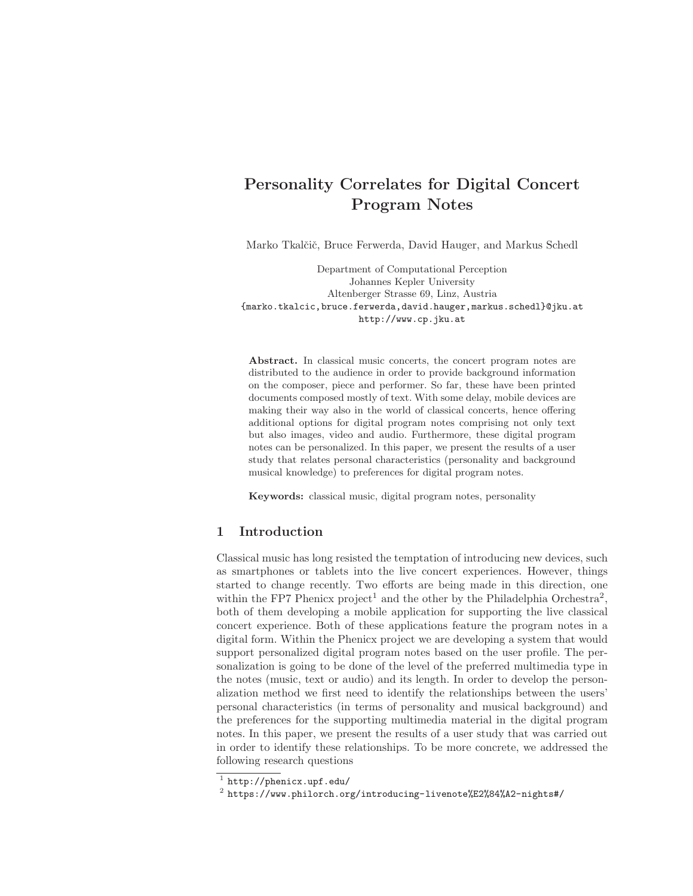# Personality Correlates for Digital Concert Program Notes

Marko Tkalčič, Bruce Ferwerda, David Hauger, and Markus Schedl

Department of Computational Perception
Johannes Kepler University
Altenberger Strasse 69, Linz, Austria
{marko.tkalcic,bruce.ferwerda,david.hauger,markus.schedl}@jku.at
http://www.cp.jku.at

**Abstract.** In classical music concerts, the concert program notes are distributed to the audience in order to provide background information on the composer, piece and performer. So far, these have been printed documents composed mostly of text. With some delay, mobile devices are making their way also in the world of classical concerts, hence offering additional options for digital program notes comprising not only text but also images, video and audio. Furthermore, these digital program notes can be personalized. In this paper, we present the results of a user study that relates personal characteristics (personality and background musical knowledge) to preferences for digital program notes.

**Keywords:** classical music, digital program notes, personality

## 1 Introduction

Classical music has long resisted the temptation of introducing new devices, such as smartphones or tablets into the live concert experiences. However, things started to change recently. Two efforts are being made in this direction, one within the FP7 Phenicx project[1] and the other by the Philadelphia Orchestra[2], both of them developing a mobile application for supporting the live classical concert experience. Both of these applications feature the program notes in a digital form. Within the Phenicx project we are developing a system that would support personalized digital program notes based on the user profile. The personalization is going to be done of the level of the preferred multimedia type in the notes (music, text or audio) and its length. In order to develop the personalization method we first need to identify the relationships between the users' personal characteristics (in terms of personality and musical background) and the preferences for the supporting multimedia material in the digital program notes. In this paper, we present the results of a user study that was carried out in order to identify these relationships. To be more concrete, we addressed the following research questions

[1] http://phenicx.upf.edu/

[2] https://www.philorch.org/introducing-livenote%E2%84%A2-nights#/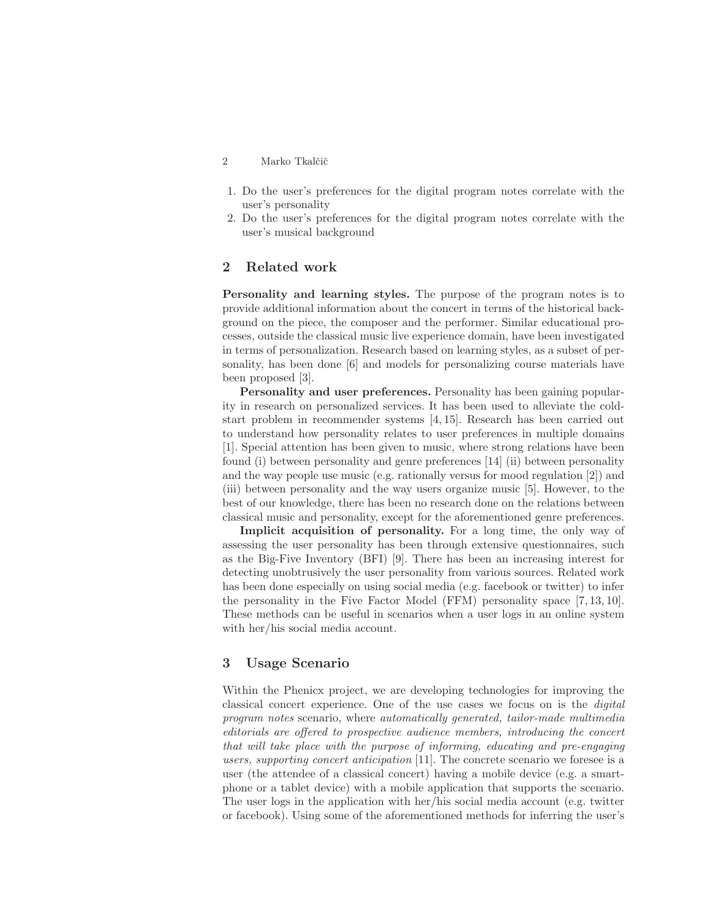1. Do the user's preferences for the digital program notes correlate with the user's personality
2. Do the user's preferences for the digital program notes correlate with the user's musical background

## 2 Related work

**Personality and learning styles.** The purpose of the program notes is to provide additional information about the concert in terms of the historical background on the piece, the composer and the performer. Similar educational processes, outside the classical music live experience domain, have been investigated in terms of personalization. Research based on learning styles, as a subset of personality, has been done [6] and models for personalizing course materials have been proposed [3].

**Personality and user preferences.** Personality has been gaining popularity in research on personalized services. It has been used to alleviate the cold-start problem in recommender systems [4, 15]. Research has been carried out to understand how personality relates to user preferences in multiple domains [1]. Special attention has been given to music, where strong relations have been found (i) between personality and genre preferences [14] (ii) between personality and the way people use music (e.g. rationally versus for mood regulation [2]) and (iii) between personality and the way users organize music [5]. However, to the best of our knowledge, there has been no research done on the relations between classical music and personality, except for the aforementioned genre preferences.

**Implicit acquisition of personality.** For a long time, the only way of assessing the user personality has been through extensive questionnaires, such as the Big-Five Inventory (BFI) [9]. There has been an increasing interest for detecting unobtrusively the user personality from various sources. Related work has been done especially on using social media (e.g. facebook or twitter) to infer the personality in the Five Factor Model (FFM) personality space [7, 13, 10]. These methods can be useful in scenarios when a user logs in an online system with her/his social media account.

## 3 Usage Scenario

Within the Phenicx project, we are developing technologies for improving the classical concert experience. One of the use cases we focus on is the *digital program notes* scenario, where *automatically generated, tailor-made multimedia editorials are offered to prospective audience members, introducing the concert that will take place with the purpose of informing, educating and pre-engaging users, supporting concert anticipation* [11]. The concrete scenario we foresee is a user (the attendee of a classical concert) having a mobile device (e.g. a smartphone or a tablet device) with a mobile application that supports the scenario. The user logs in the application with her/his social media account (e.g. twitter or facebook). Using some of the aforementioned methods for inferring the user's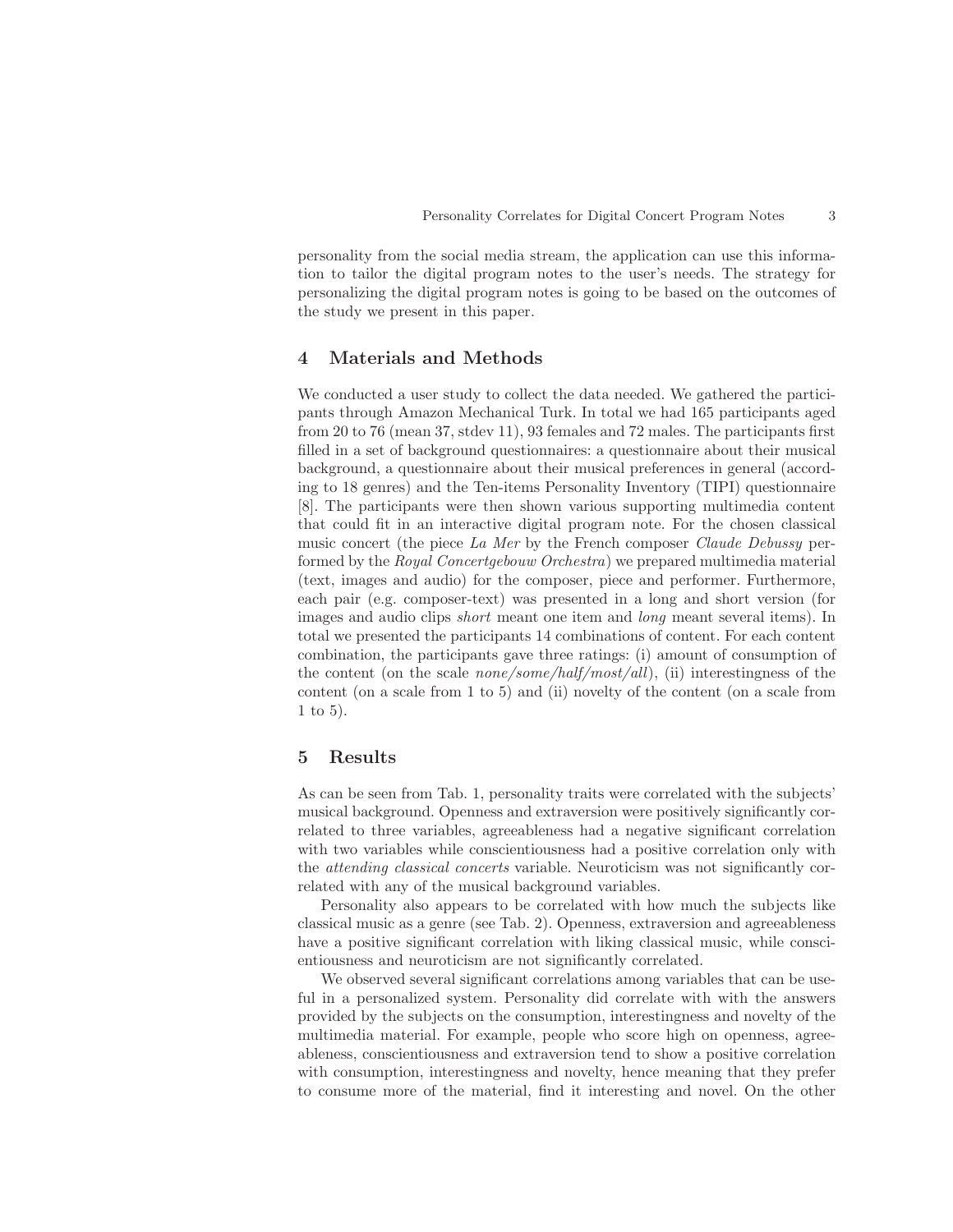personality from the social media stream, the application can use this information to tailor the digital program notes to the user's needs. The strategy for personalizing the digital program notes is going to be based on the outcomes of the study we present in this paper.

## 4 Materials and Methods

We conducted a user study to collect the data needed. We gathered the participants through Amazon Mechanical Turk. In total we had 165 participants aged from 20 to 76 (mean 37, stdev 11), 93 females and 72 males. The participants first filled in a set of background questionnaires: a questionnaire about their musical background, a questionnaire about their musical preferences in general (according to 18 genres) and the Ten-items Personality Inventory (TIPI) questionnaire [8]. The participants were then shown various supporting multimedia content that could fit in an interactive digital program note. For the chosen classical music concert (the piece *La Mer* by the French composer *Claude Debussy* performed by the *Royal Concertgebouw Orchestra*) we prepared multimedia material (text, images and audio) for the composer, piece and performer. Furthermore, each pair (e.g. composer-text) was presented in a long and short version (for images and audio clips *short* meant one item and *long* meant several items). In total we presented the participants 14 combinations of content. For each content combination, the participants gave three ratings: (i) amount of consumption of the content (on the scale *none/some/half/most/all*), (ii) interestingness of the content (on a scale from 1 to 5) and (ii) novelty of the content (on a scale from 1 to 5).

## 5 Results

As can be seen from Tab. 1, personality traits were correlated with the subjects' musical background. Openness and extraversion were positively significantly correlated to three variables, agreeableness had a negative significant correlation with two variables while conscientiousness had a positive correlation only with the *attending classical concerts* variable. Neuroticism was not significantly correlated with any of the musical background variables.

Personality also appears to be correlated with how much the subjects like classical music as a genre (see Tab. 2). Openness, extraversion and agreeableness have a positive significant correlation with liking classical music, while conscientiousness and neuroticism are not significantly correlated.

We observed several significant correlations among variables that can be useful in a personalized system. Personality did correlate with with the answers provided by the subjects on the consumption, interestingness and novelty of the multimedia material. For example, people who score high on openness, agreeableness, conscientiousness and extraversion tend to show a positive correlation with consumption, interestingness and novelty, hence meaning that they prefer to consume more of the material, find it interesting and novel. On the other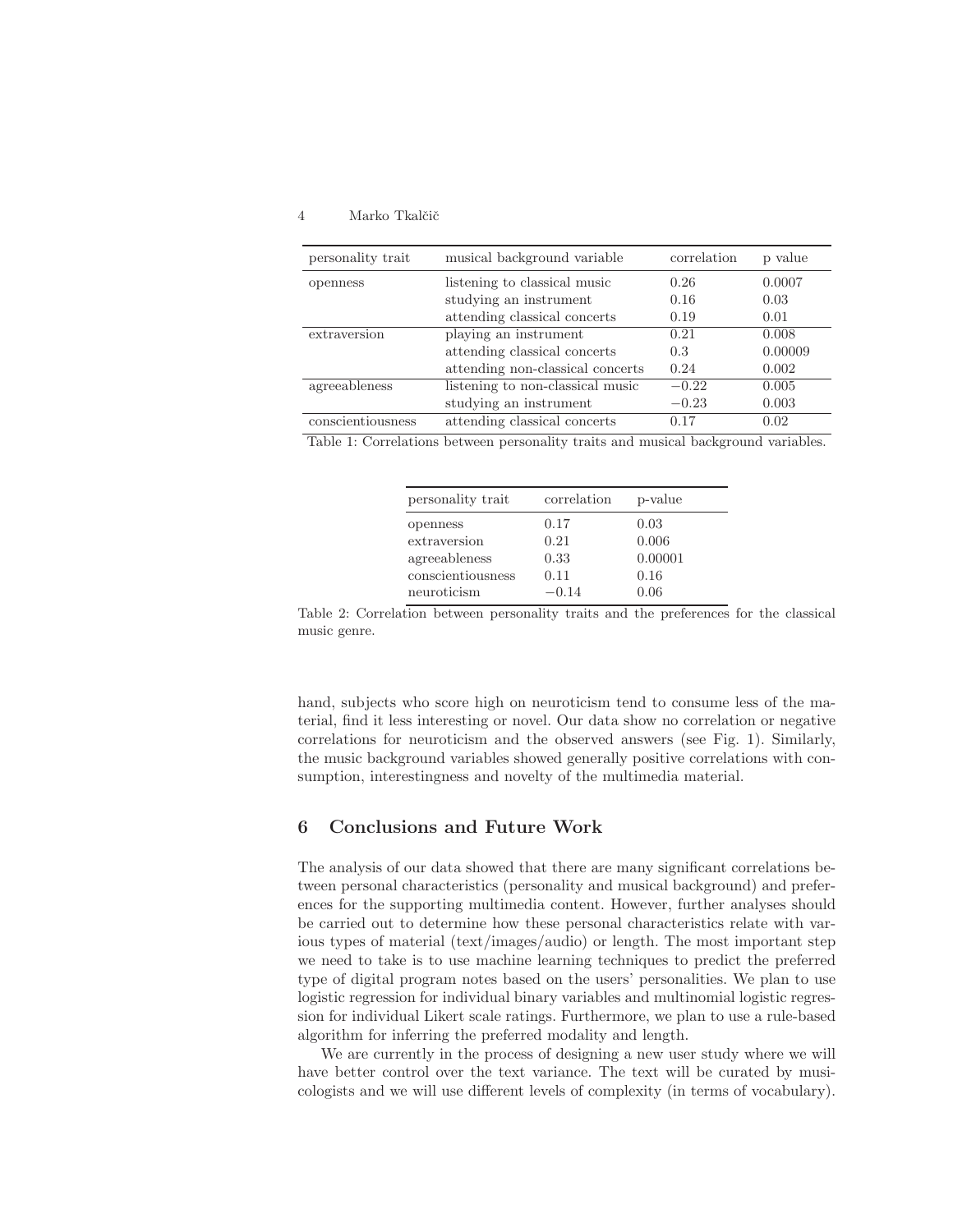| personality trait | musical background variable | correlation | p value |
|---|---|---|---|
| openness | listening to classical music | 0.26 | 0.0007 |
| | studying an instrument | 0.16 | 0.03 |
| | attending classical concerts | 0.19 | 0.01 |
| extraversion | playing an instrument | 0.21 | 0.008 |
| | attending classical concerts | 0.3 | 0.00009 |
| | attending non-classical concerts | 0.24 | 0.002 |
| agreeableness | listening to non-classical music | $-0.22$ | 0.005 |
| | studying an instrument | $-0.23$ | 0.003 |
| conscientiousness | attending classical concerts | 0.17 | 0.02 |

Table 1: Correlations between personality traits and musical background variables.

| personality trait | correlation | p-value |
|---|---|---|
| openness | 0.17 | 0.03 |
| extraversion | 0.21 | 0.006 |
| agreeableness | 0.33 | 0.00001 |
| conscientiousness | 0.11 | 0.16 |
| neuroticism | $-0.14$ | 0.06 |

Table 2: Correlation between personality traits and the preferences for the classical music genre.

hand, subjects who score high on neuroticism tend to consume less of the material, find it less interesting or novel. Our data show no correlation or negative correlations for neuroticism and the observed answers (see Fig. 1). Similarly, the music background variables showed generally positive correlations with consumption, interestingness and novelty of the multimedia material.

## 6 Conclusions and Future Work

The analysis of our data showed that there are many significant correlations between personal characteristics (personality and musical background) and preferences for the supporting multimedia content. However, further analyses should be carried out to determine how these personal characteristics relate with various types of material (text/images/audio) or length. The most important step we need to take is to use machine learning techniques to predict the preferred type of digital program notes based on the users' personalities. We plan to use logistic regression for individual binary variables and multinomial logistic regression for individual Likert scale ratings. Furthermore, we plan to use a rule-based algorithm for inferring the preferred modality and length.

We are currently in the process of designing a new user study where we will have better control over the text variance. The text will be curated by musicologists and we will use different levels of complexity (in terms of vocabulary).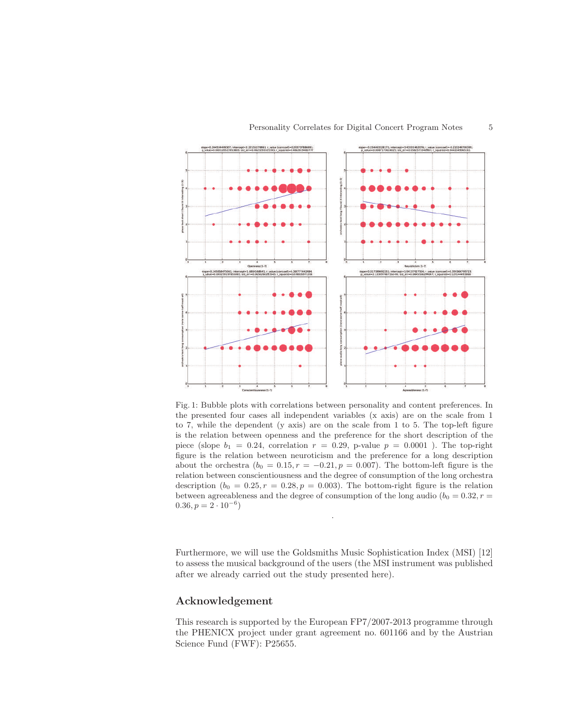Fig. 1: Bubble plots with correlations between personality and content preferences. In the presented four cases all independent variables (x axis) are on the scale from 1 to 7, while the dependent (y axis) are on the scale from 1 to 5. The top-left figure is the relation between openness and the preference for the short description of the piece (slope $b_1 = 0.24$, correlation $r = 0.29$, p-value $p = 0.0001$ ). The top-right figure is the relation between neuroticism and the preference for a long description about the orchestra ($b_0 = 0.15, r = -0.21, p = 0.007$). The bottom-left figure is the relation between conscientiousness and the degree of consumption of the long orchestra description ($b_0 = 0.25, r = 0.28, p = 0.003$). The bottom-right figure is the relation between agreeableness and the degree of consumption of the long audio ($b_0 = 0.32, r = 0.36, p = 2 \cdot 10^{-6}$)

.

Furthermore, we will use the Goldsmiths Music Sophistication Index (MSI) [12] to assess the musical background of the users (the MSI instrument was published after we already carried out the study presented here).

## Acknowledgement

This research is supported by the European FP7/2007-2013 programme through the PHENICX project under grant agreement no. 601166 and by the Austrian Science Fund (FWF): P25655.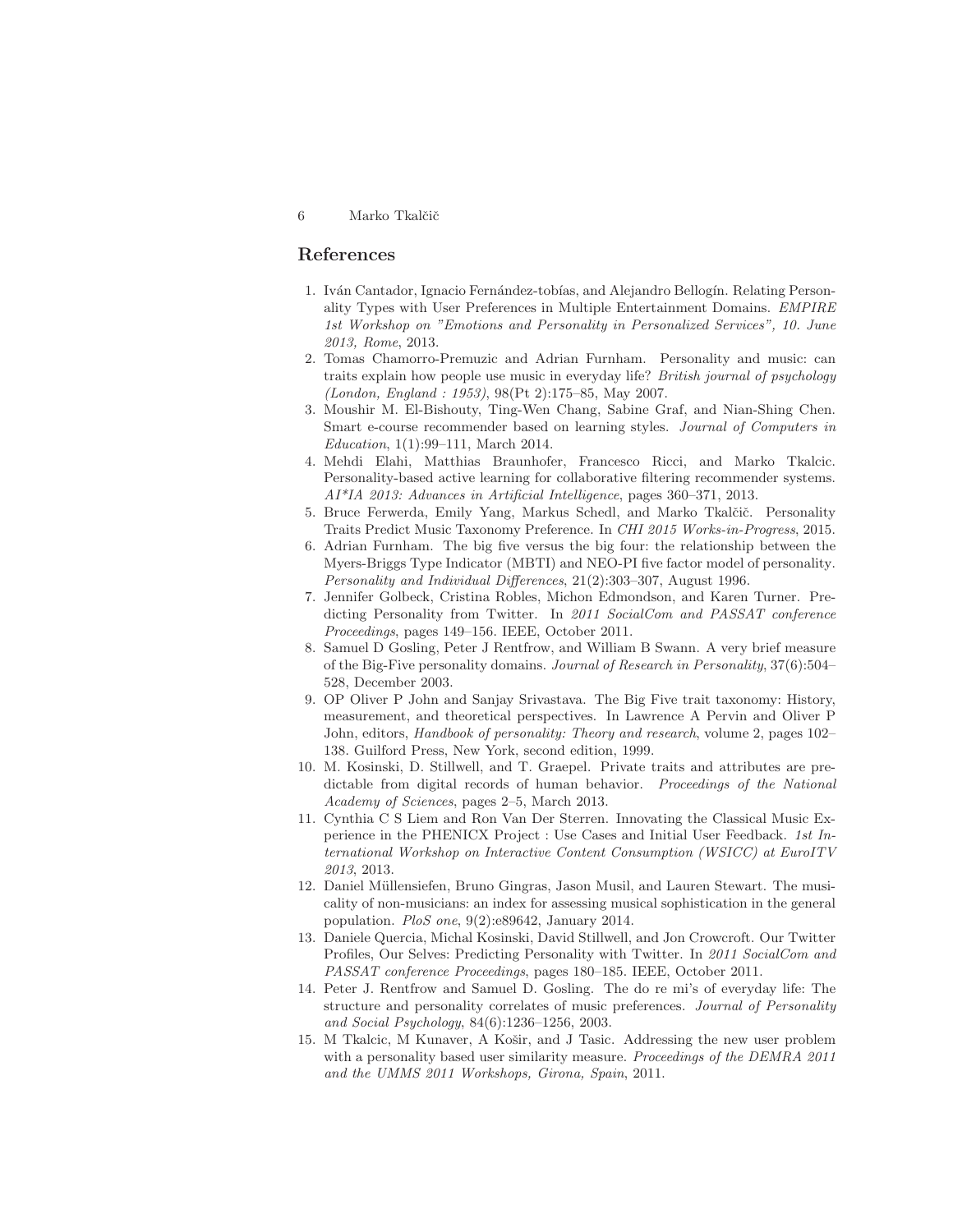## References

1. Iván Cantador, Ignacio Fernández-tobías, and Alejandro Bellogín. Relating Personality Types with User Preferences in Multiple Entertainment Domains. *EMPIRE 1st Workshop on "Emotions and Personality in Personalized Services", 10. June 2013, Rome*, 2013.
2. Tomas Chamorro-Premuzic and Adrian Furnham. Personality and music: can traits explain how people use music in everyday life? *British journal of psychology (London, England : 1953)*, 98(Pt 2):175–85, May 2007.
3. Moushir M. El-Bishouty, Ting-Wen Chang, Sabine Graf, and Nian-Shing Chen. Smart e-course recommender based on learning styles. *Journal of Computers in Education*, 1(1):99–111, March 2014.
4. Mehdi Elahi, Matthias Braunhofer, Francesco Ricci, and Marko Tkalcic. Personality-based active learning for collaborative filtering recommender systems. *AI*IA 2013: Advances in Artificial Intelligence*, pages 360–371, 2013.
5. Bruce Ferwerda, Emily Yang, Markus Schedl, and Marko Tkalčič. Personality Traits Predict Music Taxonomy Preference. In *CHI 2015 Works-in-Progress*, 2015.
6. Adrian Furnham. The big five versus the big four: the relationship between the Myers-Briggs Type Indicator (MBTI) and NEO-PI five factor model of personality. *Personality and Individual Differences*, 21(2):303–307, August 1996.
7. Jennifer Golbeck, Cristina Robles, Michon Edmondson, and Karen Turner. Predicting Personality from Twitter. In *2011 SocialCom and PASSAT conference Proceedings*, pages 149–156. IEEE, October 2011.
8. Samuel D Gosling, Peter J Rentfrow, and William B Swann. A very brief measure of the Big-Five personality domains. *Journal of Research in Personality*, 37(6):504–528, December 2003.
9. OP Oliver P John and Sanjay Srivastava. The Big Five trait taxonomy: History, measurement, and theoretical perspectives. In Lawrence A Pervin and Oliver P John, editors, *Handbook of personality: Theory and research*, volume 2, pages 102–138. Guilford Press, New York, second edition, 1999.
10. M. Kosinski, D. Stillwell, and T. Graepel. Private traits and attributes are predictable from digital records of human behavior. *Proceedings of the National Academy of Sciences*, pages 2–5, March 2013.
11. Cynthia C S Liem and Ron Van Der Sterren. Innovating the Classical Music Experience in the PHENICX Project : Use Cases and Initial User Feedback. *1st International Workshop on Interactive Content Consumption (WSICC) at EuroITV 2013*, 2013.
12. Daniel Müllensiefen, Bruno Gingras, Jason Musil, and Lauren Stewart. The musicality of non-musicians: an index for assessing musical sophistication in the general population. *PloS one*, 9(2):e89642, January 2014.
13. Daniele Quercia, Michal Kosinski, David Stillwell, and Jon Crowcroft. Our Twitter Profiles, Our Selves: Predicting Personality with Twitter. In *2011 SocialCom and PASSAT conference Proceedings*, pages 180–185. IEEE, October 2011.
14. Peter J. Rentfrow and Samuel D. Gosling. The do re mi's of everyday life: The structure and personality correlates of music preferences. *Journal of Personality and Social Psychology*, 84(6):1236–1256, 2003.
15. M Tkalcic, M Kunaver, A Košir, and J Tasic. Addressing the new user problem with a personality based user similarity measure. *Proceedings of the DEMRA 2011 and the UMMS 2011 Workshops, Girona, Spain*, 2011.